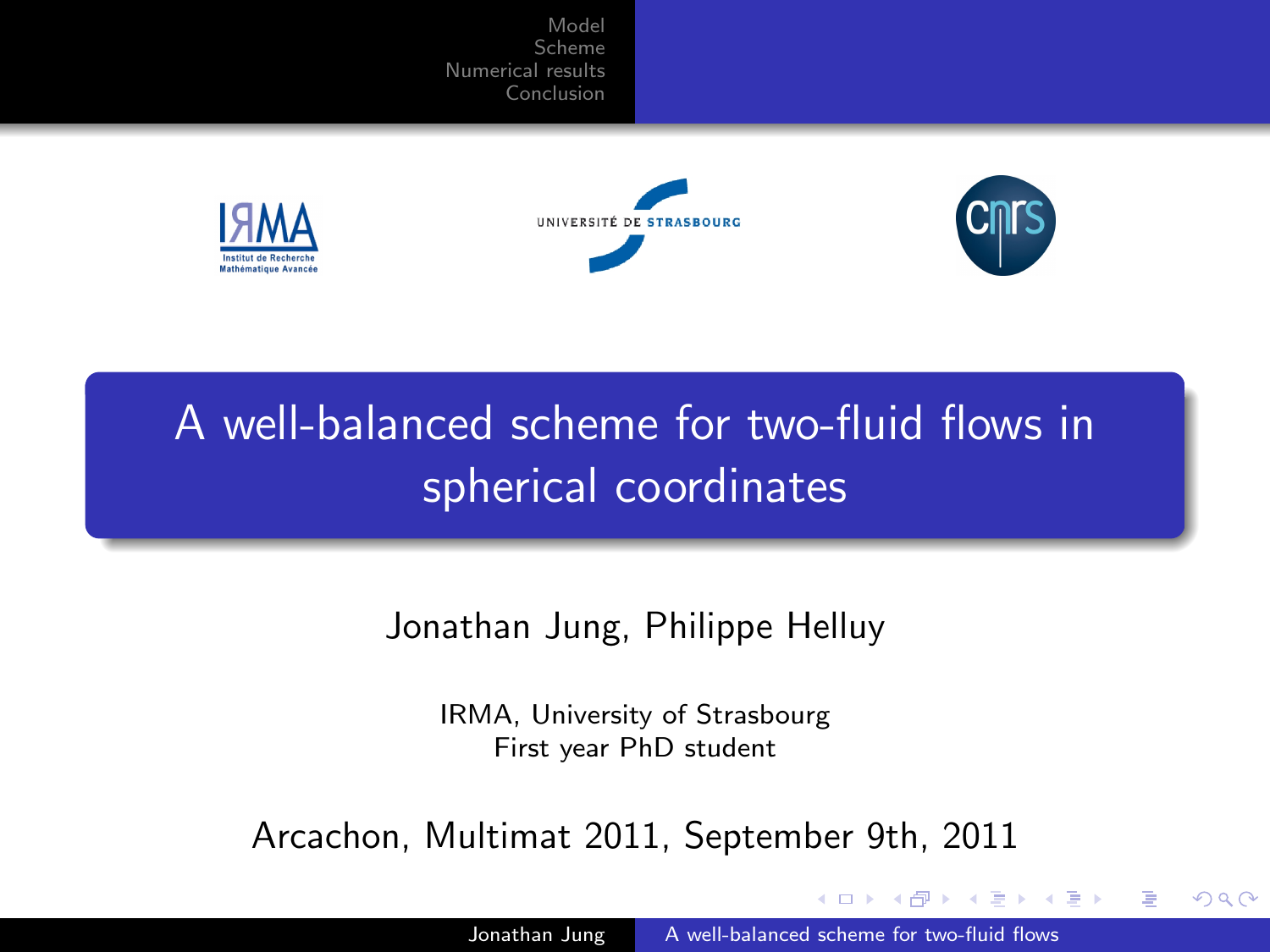# A well-balanced scheme for two-fluid flows in spherical coordinates

Jonathan Jung, Philippe Helluy

IRMA, University of Strasbourg
First year PhD student

Arcachon, Multimat 2011, September 9th, 2011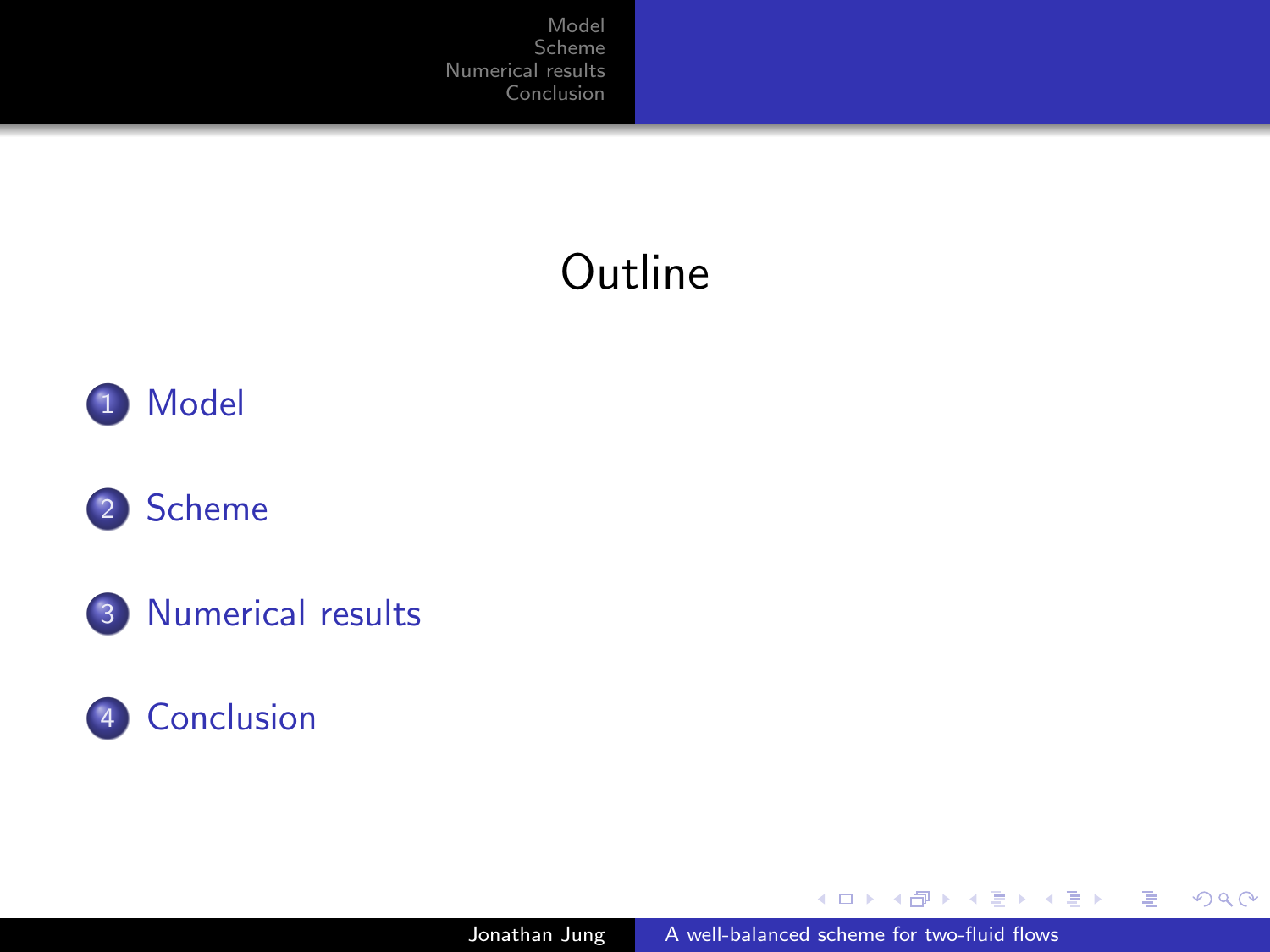# Outline

1. Model
2. Scheme
3. Numerical results
4. Conclusion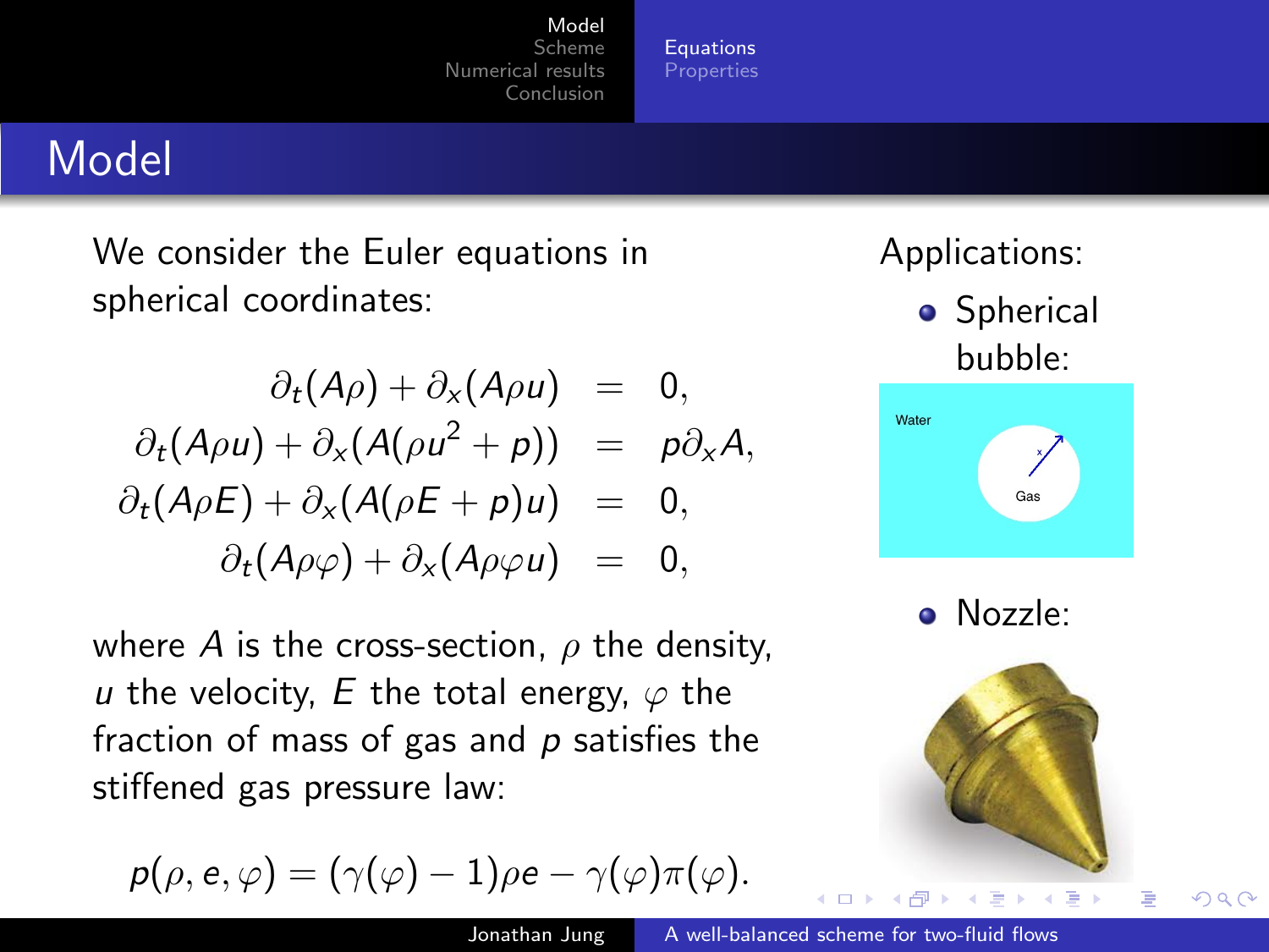# Model

We consider the Euler equations in spherical coordinates:

$$
\begin{aligned}
\partial_t(A\rho) + \partial_x(A\rho u) &= 0, \\
\partial_t(A\rho u) + \partial_x(A(\rho u^2 + p)) &= p\partial_x A, \\
\partial_t(A\rho E) + \partial_x(A(\rho E + p)u) &= 0, \\
\partial_t(A\rho\varphi) + \partial_x(A\rho\varphi u) &= 0,
\end{aligned}
$$

where $A$ is the cross-section, $\rho$ the density, $u$ the velocity, $E$ the total energy, $\varphi$ the fraction of mass of gas and $p$ satisfies the stiffened gas pressure law:

$$
p(\rho, e, \varphi) = (\gamma(\varphi) - 1)\rho e - \gamma(\varphi)\pi(\varphi).
$$

Applications:

- Spherical bubble:

  Water

  Gas

  x

- Nozzle: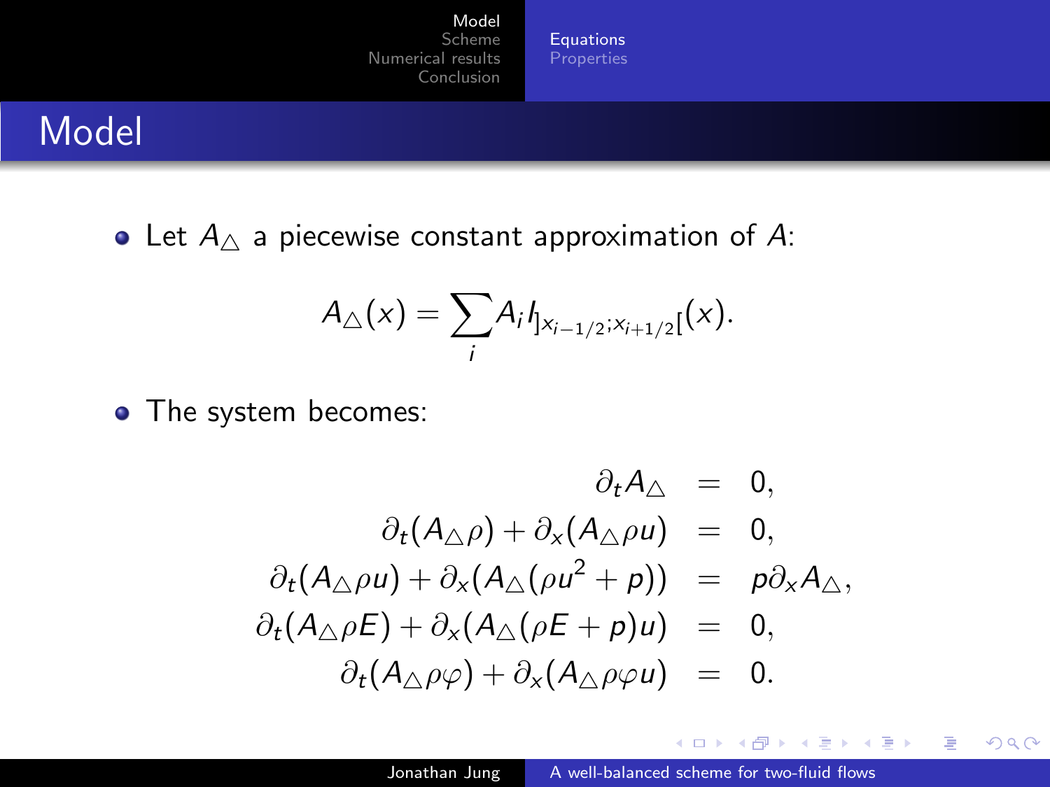# Model

- Let $A_\triangle$ a piecewise constant approximation of $A$:

$$A_\triangle(x) = \sum_i A_i I_{]x_{i-1/2};x_{i+1/2}[}(x).$$

- The system becomes:

$$\begin{aligned}
\partial_t A_\triangle &= 0, \\
\partial_t(A_\triangle \rho) + \partial_x(A_\triangle \rho u) &= 0, \\
\partial_t(A_\triangle \rho u) + \partial_x(A_\triangle(\rho u^2 + p)) &= p\partial_x A_\triangle, \\
\partial_t(A_\triangle \rho E) + \partial_x(A_\triangle(\rho E + p)u) &= 0, \\
\partial_t(A_\triangle \rho \varphi) + \partial_x(A_\triangle \rho \varphi u) &= 0.
\end{aligned}$$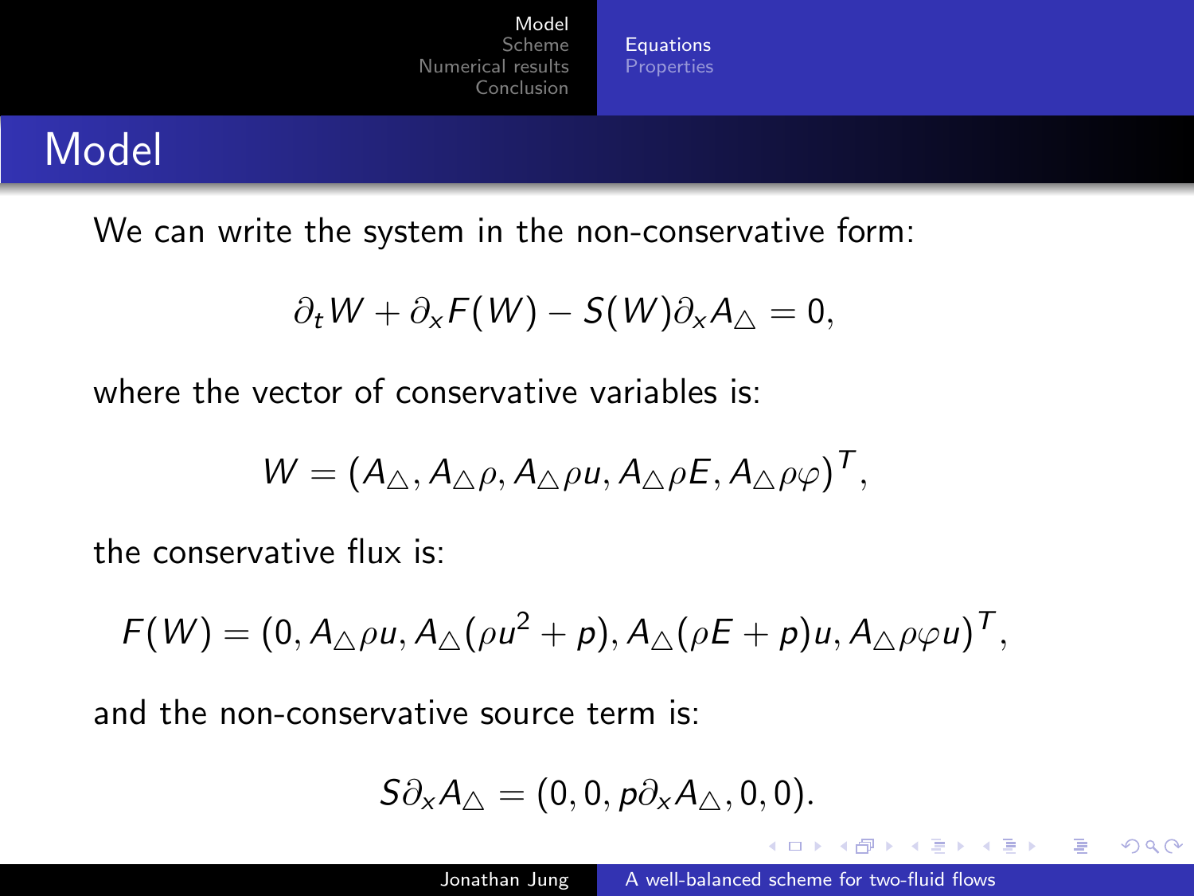# Model

We can write the system in the non-conservative form:

$$\partial_t W + \partial_x F(W) - S(W)\partial_x A_\triangle = 0,$$

where the vector of conservative variables is:

$$W = (A_\triangle, A_\triangle \rho, A_\triangle \rho u, A_\triangle \rho E, A_\triangle \rho \varphi)^T,$$

the conservative flux is:

$$F(W) = (0, A_\triangle \rho u, A_\triangle(\rho u^2 + p), A_\triangle(\rho E + p)u, A_\triangle \rho \varphi u)^T,$$

and the non-conservative source term is:

$$S\partial_x A_\triangle = (0, 0, p\partial_x A_\triangle, 0, 0).$$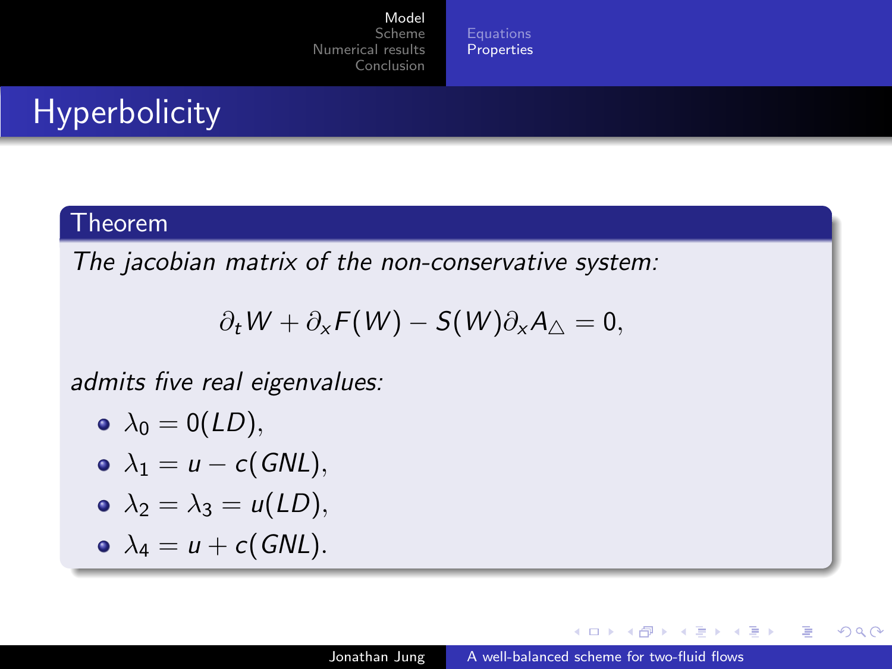# Hyperbolicity

**Theorem**

*The jacobian matrix of the non-conservative system:*

$$\partial_t W + \partial_x F(W) - S(W)\partial_x A_\triangle = 0,$$

*admits five real eigenvalues:*

- $\lambda_0 = 0 (LD)$,
- $\lambda_1 = u - c (GNL)$,
- $\lambda_2 = \lambda_3 = u (LD)$,
- $\lambda_4 = u + c (GNL)$.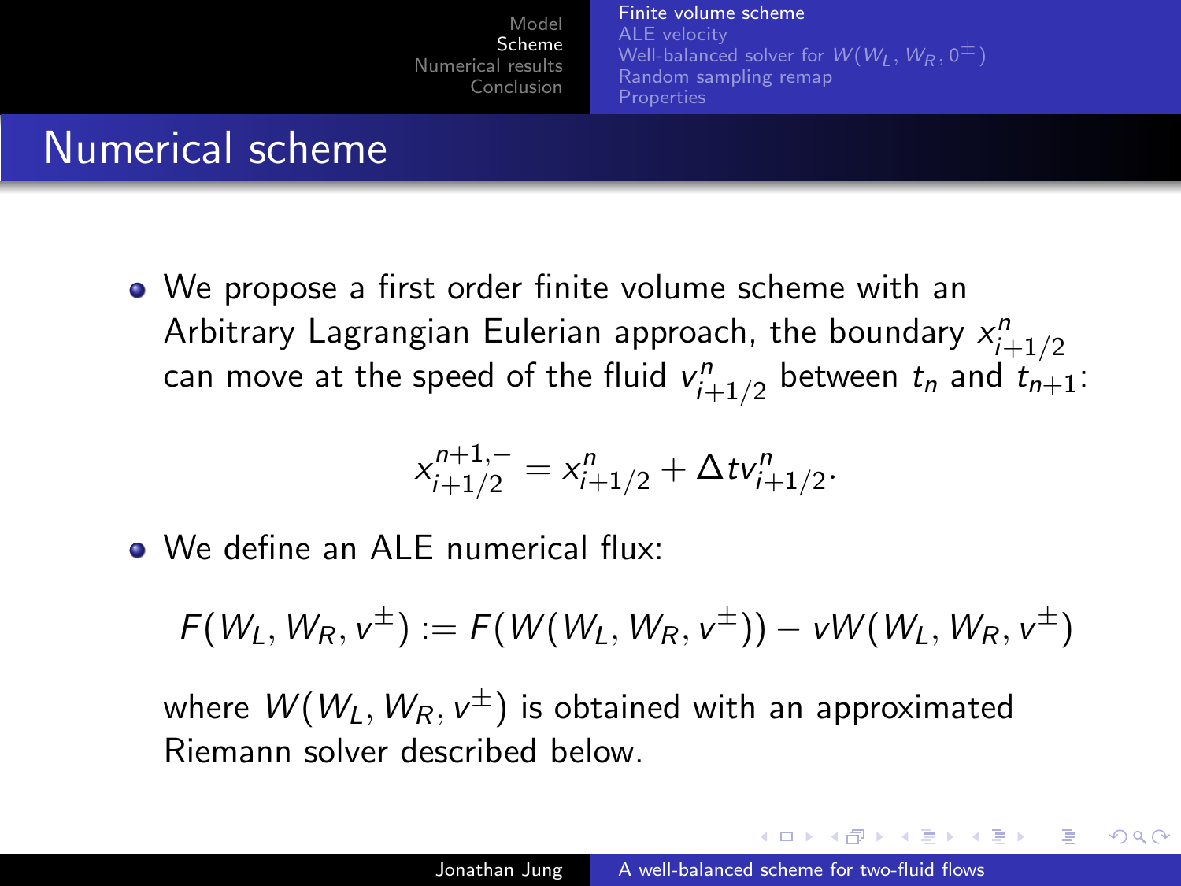# Numerical scheme

- We propose a first order finite volume scheme with an Arbitrary Lagrangian Eulerian approach, the boundary $x^n_{i+1/2}$ can move at the speed of the fluid $v^n_{i+1/2}$ between $t_n$ and $t_{n+1}$:

$$x^{n+1,-}_{i+1/2} = x^n_{i+1/2} + \Delta t v^n_{i+1/2}.$$

- We define an ALE numerical flux:

$$F(W_L, W_R, v^{\pm}) := F(W(W_L, W_R, v^{\pm})) - vW(W_L, W_R, v^{\pm})$$

where $W(W_L, W_R, v^{\pm})$ is obtained with an approximated Riemann solver described below.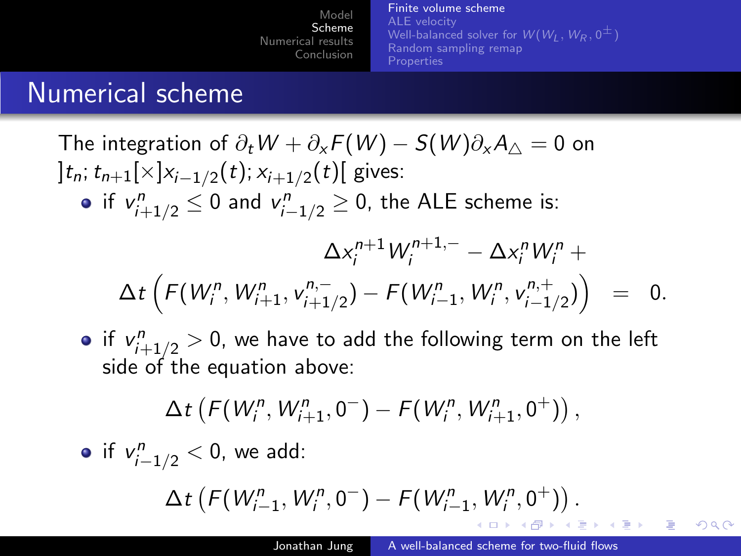## Numerical scheme

The integration of $\partial_t W + \partial_x F(W) - S(W)\partial_x A_\triangle = 0$ on $]t_n; t_{n+1}[\times]x_{i-1/2}(t); x_{i+1/2}(t)[$ gives:

- if $v^n_{i+1/2} \leq 0$ and $v^n_{i-1/2} \geq 0$, the ALE scheme is:

$$
\begin{aligned}
\Delta x_i^{n+1} W_i^{n+1,-} - \Delta x_i^n W_i^n + \\
\Delta t \left( F(W_i^n, W_{i+1}^n, v^{n,-}_{i+1/2}) - F(W_{i-1}^n, W_i^n, v^{n,+}_{i-1/2}) \right) &= 0.
\end{aligned}
$$

- if $v^n_{i+1/2} > 0$, we have to add the following term on the left side of the equation above:

$$
\Delta t \left( F(W_i^n, W_{i+1}^n, 0^-) - F(W_i^n, W_{i+1}^n, 0^+) \right),
$$

- if $v^n_{i-1/2} < 0$, we add:

$$
\Delta t \left( F(W_{i-1}^n, W_i^n, 0^-) - F(W_{i-1}^n, W_i^n, 0^+) \right).
$$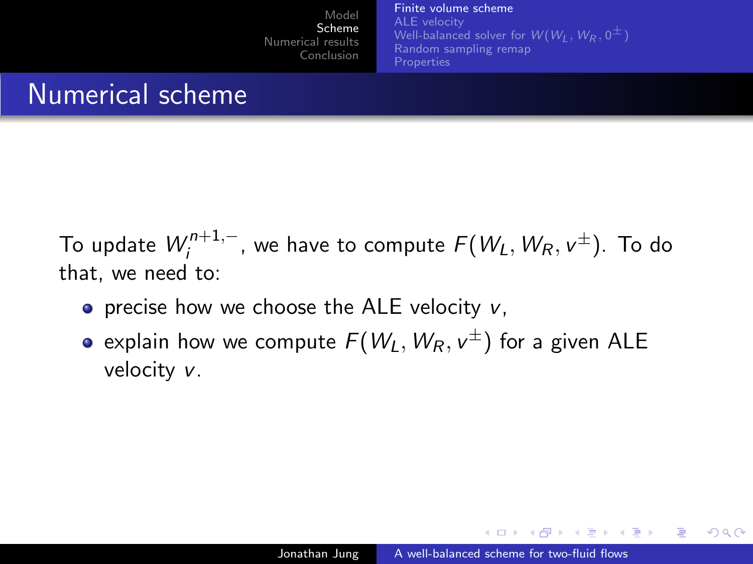# Numerical scheme

To update $W_i^{n+1,-}$, we have to compute $F(W_L, W_R, v^{\pm})$. To do that, we need to:

- precise how we choose the ALE velocity $v$,
- explain how we compute $F(W_L, W_R, v^{\pm})$ for a given ALE velocity $v$.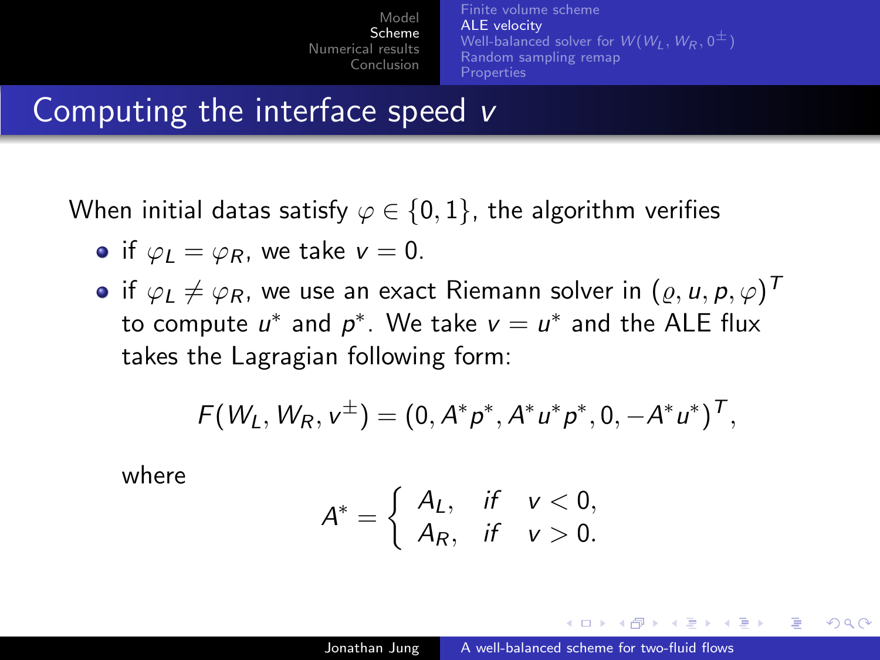# Computing the interface speed $v$

When initial datas satisfy $\varphi \in \{0, 1\}$, the algorithm verifies

- if $\varphi_L = \varphi_R$, we take $v = 0$.
- if $\varphi_L \neq \varphi_R$, we use an exact Riemann solver in $(\varrho, u, p, \varphi)^T$ to compute $u^*$ and $p^*$. We take $v = u^*$ and the ALE flux takes the Lagragian following form:

$$F(W_L, W_R, v^{\pm}) = (0, A^* p^*, A^* u^* p^*, 0, -A^* u^*)^T,$$

where

$$A^* = \begin{cases} A_L, & \text{if} \quad v < 0, \\ A_R, & \text{if} \quad v > 0. \end{cases}$$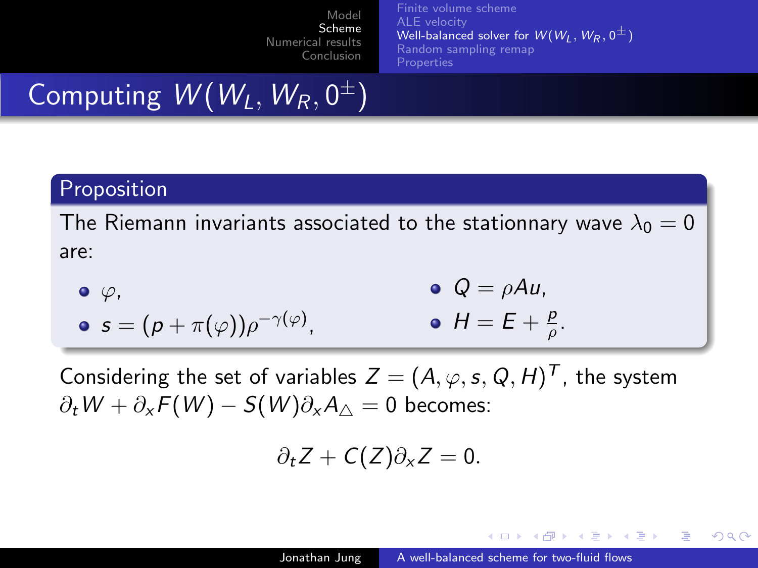# Computing $W(W_L, W_R, 0^{\pm})$

**Proposition**

The Riemann invariants associated to the stationnary wave $\lambda_0 = 0$ are:

- $\varphi$,
- $s = (p + \pi(\varphi))\rho^{-\gamma(\varphi)}$,
- $Q = \rho A u$,
- $H = E + \frac{p}{\rho}$.

Considering the set of variables $Z = (A, \varphi, s, Q, H)^T$, the system $\partial_t W + \partial_x F(W) - S(W)\partial_x A_\triangle = 0$ becomes:

$$\partial_t Z + C(Z)\partial_x Z = 0.$$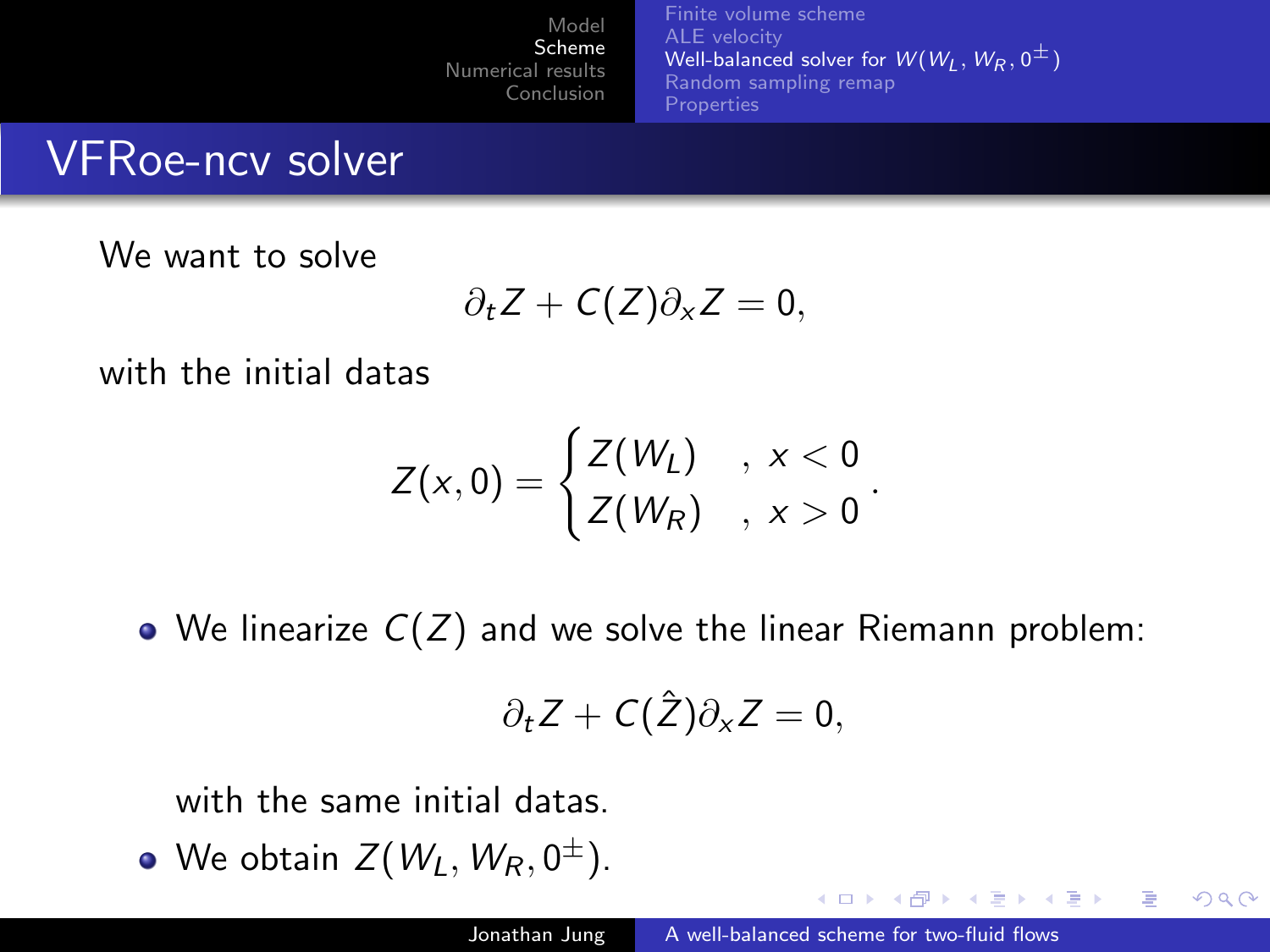# VFRoe-ncv solver

We want to solve

$$\partial_t Z + C(Z)\partial_x Z = 0,$$

with the initial datas

$$Z(x,0) = \begin{cases} Z(W_L) & , \ x < 0 \\ Z(W_R) & , \ x > 0 \end{cases}.$$

- We linearize $C(Z)$ and we solve the linear Riemann problem:

  $$\partial_t Z + C(\hat{Z})\partial_x Z = 0,$$

  with the same initial datas.
- We obtain $Z(W_L, W_R, 0^{\pm})$.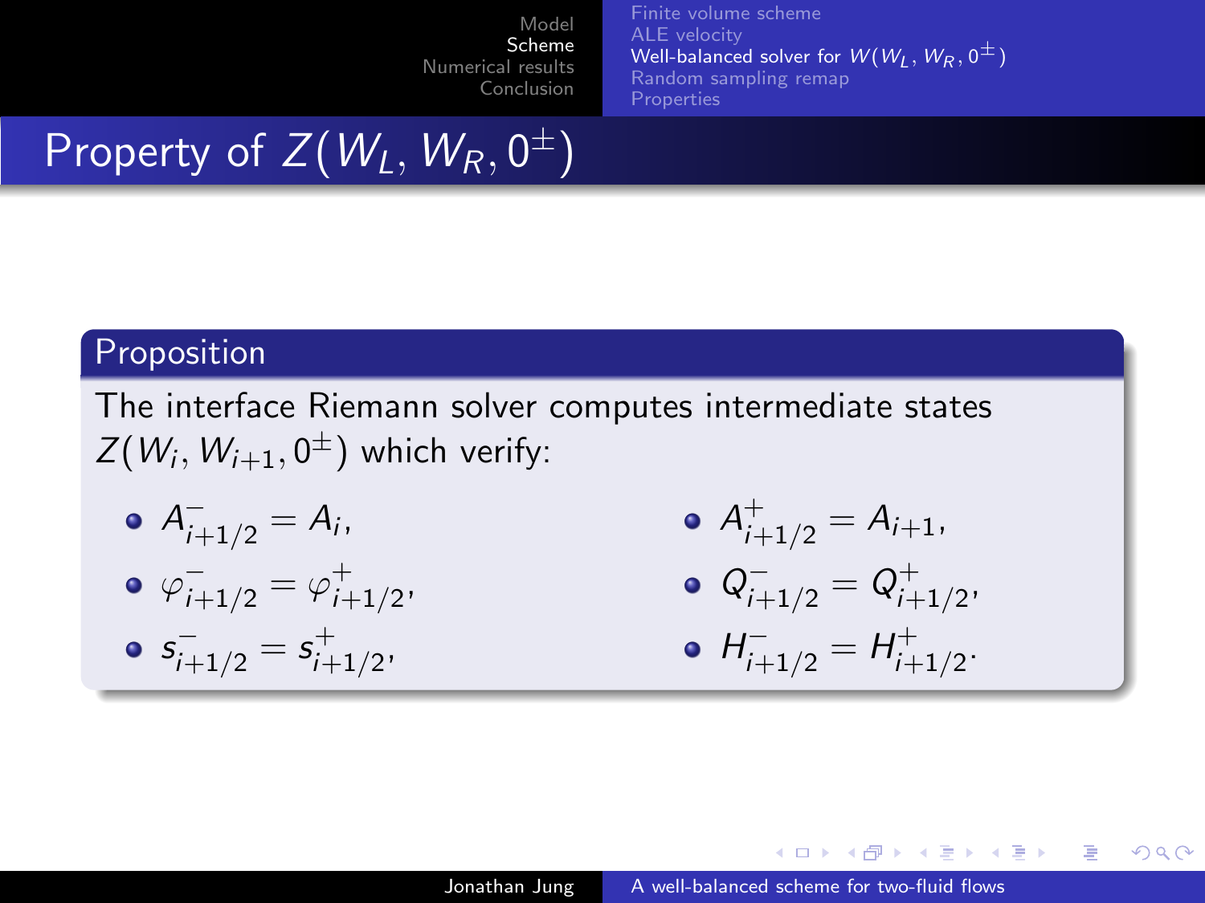# Property of $Z(W_L, W_R, 0^{\pm})$

**Proposition**

The interface Riemann solver computes intermediate states $Z(W_i, W_{i+1}, 0^{\pm})$ which verify:

- $A^-_{i+1/2} = A_i$,
- $A^+_{i+1/2} = A_{i+1}$,
- $\varphi^-_{i+1/2} = \varphi^+_{i+1/2}$,
- $Q^-_{i+1/2} = Q^+_{i+1/2}$,
- $s^-_{i+1/2} = s^+_{i+1/2}$,
- $H^-_{i+1/2} = H^+_{i+1/2}$.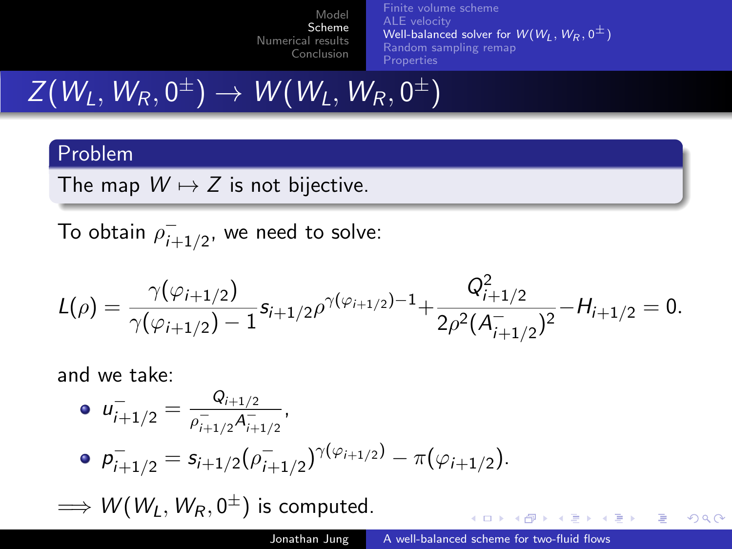# $Z(W_L, W_R, 0^\pm) \to W(W_L, W_R, 0^\pm)$

**Problem**

The map $W \mapsto Z$ is not bijective.

To obtain $\rho^-_{i+1/2}$, we need to solve:

$$L(\rho) = \frac{\gamma(\varphi_{i+1/2})}{\gamma(\varphi_{i+1/2}) - 1} s_{i+1/2} \rho^{\gamma(\varphi_{i+1/2})-1} + \frac{Q^2_{i+1/2}}{2\rho^2 (A^-_{i+1/2})^2} - H_{i+1/2} = 0.$$

and we take:

- $u^-_{i+1/2} = \dfrac{Q_{i+1/2}}{\rho^-_{i+1/2} A^-_{i+1/2}}$,
- $p^-_{i+1/2} = s_{i+1/2} (\rho^-_{i+1/2})^{\gamma(\varphi_{i+1/2})} - \pi(\varphi_{i+1/2})$.

$\Longrightarrow W(W_L, W_R, 0^\pm)$ is computed.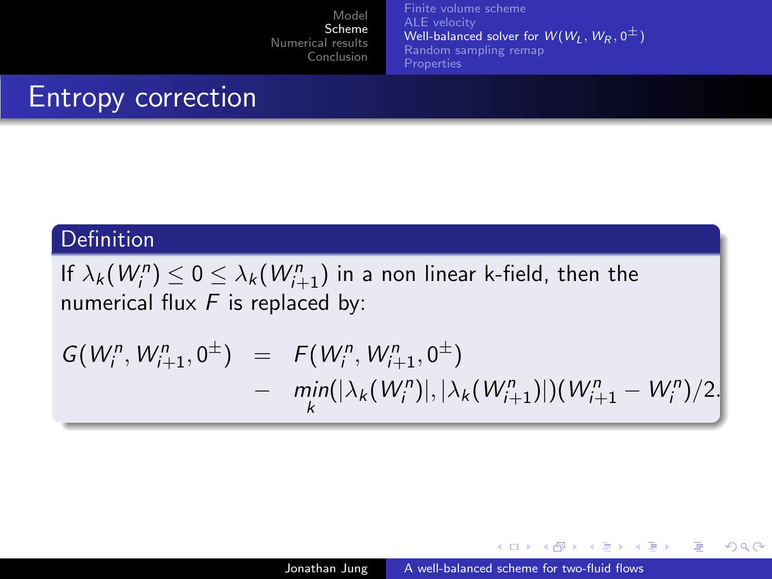# Entropy correction

**Definition**

If $\lambda_k(W_i^n) \leq 0 \leq \lambda_k(W_{i+1}^n)$ in a non linear k-field, then the numerical flux $F$ is replaced by:

$$
\begin{aligned}
G(W_i^n, W_{i+1}^n, 0^\pm) &= F(W_i^n, W_{i+1}^n, 0^\pm) \\
&- \min_k(|\lambda_k(W_i^n)|, |\lambda_k(W_{i+1}^n)|)(W_{i+1}^n - W_i^n)/2.
\end{aligned}
$$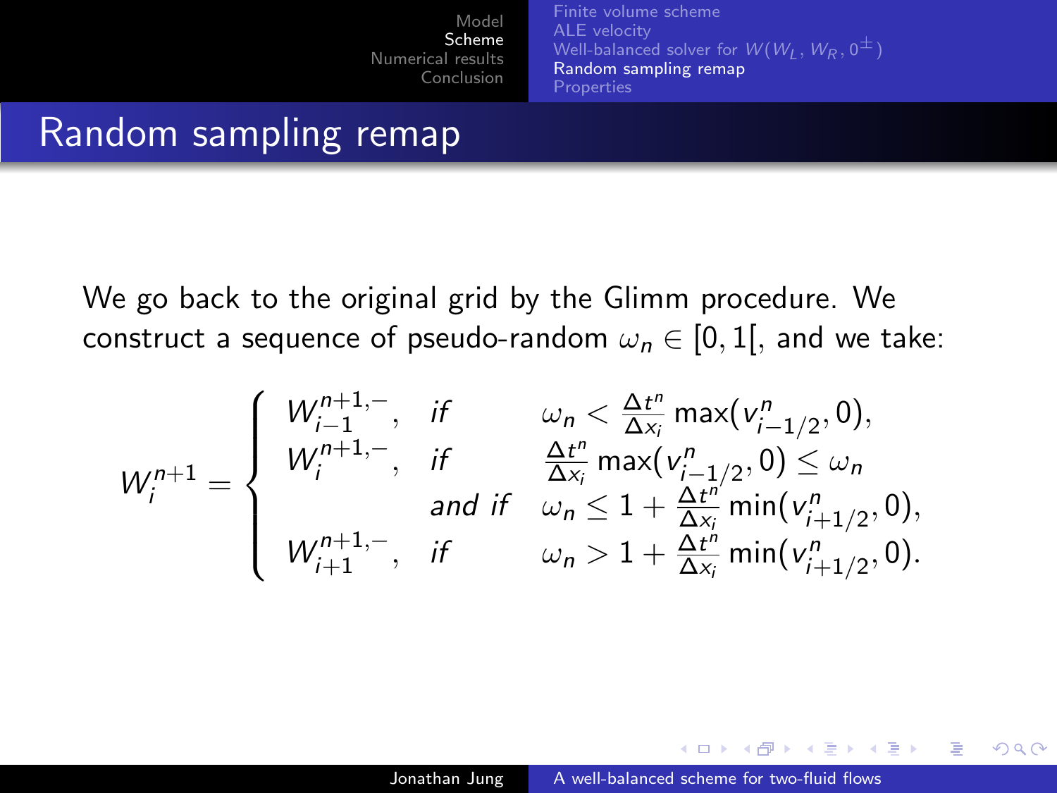# Random sampling remap

We go back to the original grid by the Glimm procedure. We construct a sequence of pseudo-random $\omega_n \in [0, 1[$, and we take:

$$
W_i^{n+1} = \begin{cases} W_{i-1}^{n+1,-}, & \textit{if} \quad \omega_n < \frac{\Delta t^n}{\Delta x_i} \max(v_{i-1/2}^n, 0), \\ W_i^{n+1,-}, & \textit{if} \quad \frac{\Delta t^n}{\Delta x_i} \max(v_{i-1/2}^n, 0) \leq \omega_n \\ & \textit{and if} \quad \omega_n \leq 1 + \frac{\Delta t^n}{\Delta x_i} \min(v_{i+1/2}^n, 0), \\ W_{i+1}^{n+1,-}, & \textit{if} \quad \omega_n > 1 + \frac{\Delta t^n}{\Delta x_i} \min(v_{i+1/2}^n, 0). \end{cases}
$$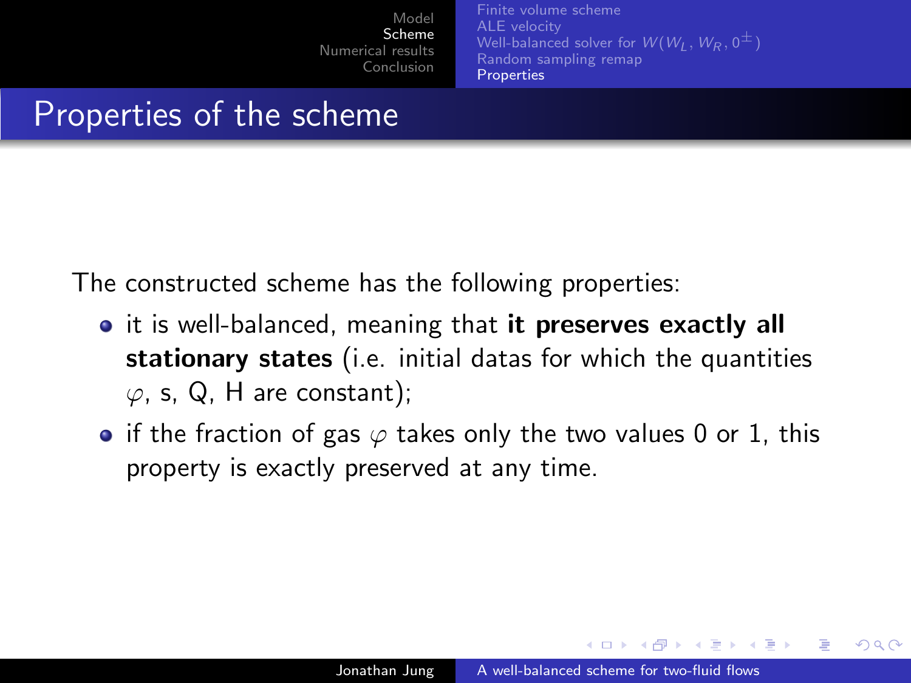# Properties of the scheme

The constructed scheme has the following properties:

- it is well-balanced, meaning that **it preserves exactly all stationary states** (i.e. initial datas for which the quantities $\varphi$, s, Q, H are constant);
- if the fraction of gas $\varphi$ takes only the two values 0 or 1, this property is exactly preserved at any time.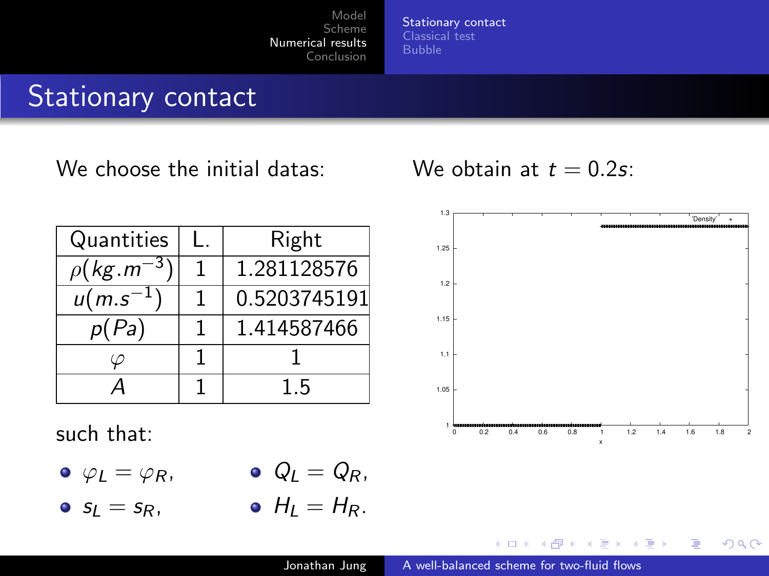# Stationary contact

We choose the initial datas:

| Quantities | L. | Right |
|---|---|---|
| $\rho(kg.m^{-3})$ | 1 | 1.281128576 |
| $u(m.s^{-1})$ | 1 | 0.5203745191 |
| $p(Pa)$ | 1 | 1.414587466 |
| $\varphi$ | 1 | 1 |
| $A$ | 1 | 1.5 |

such that:

- $\varphi_L = \varphi_R$,
- $s_L = s_R$,
- $Q_L = Q_R$,
- $H_L = H_R$.

We obtain at $t = 0.2s$: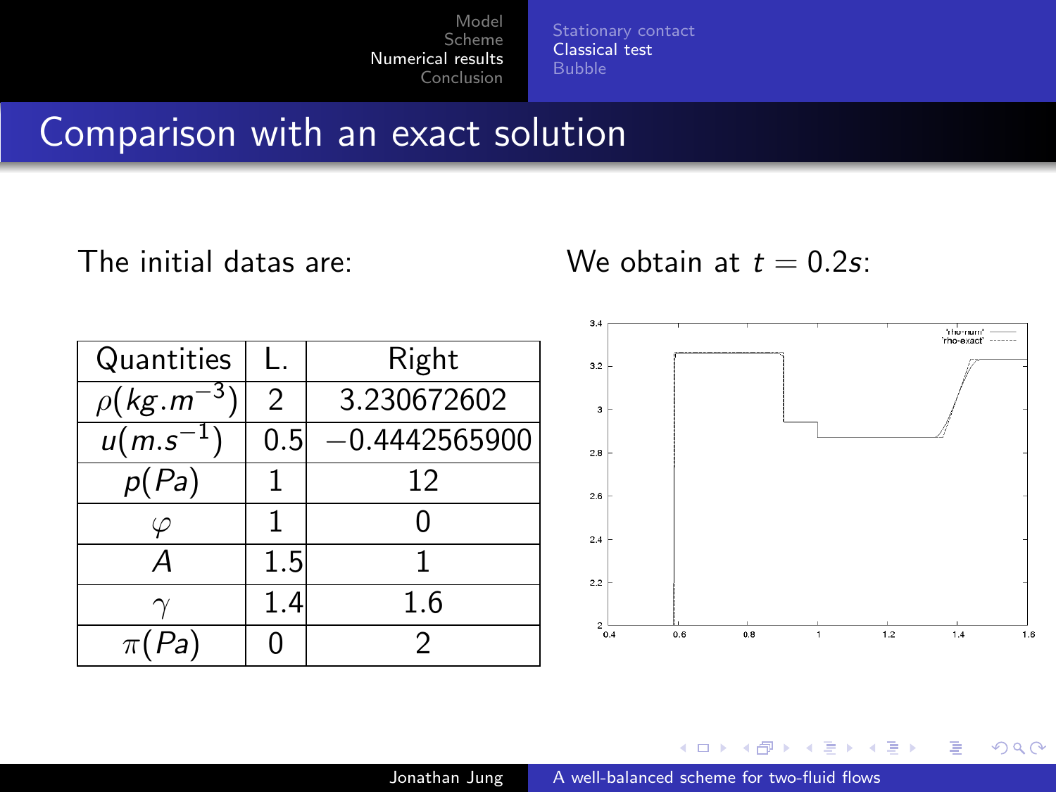## Comparison with an exact solution

The initial datas are:

| Quantities | L. | Right |
|---|---|---|
| $\rho(kg.m^{-3})$ | 2 | 3.230672602 |
| $u(m.s^{-1})$ | 0.5 | $-0.4442565900$ |
| $p(Pa)$ | 1 | 12 |
| $\varphi$ | 1 | 0 |
| $A$ | 1.5 | 1 |
| $\gamma$ | 1.4 | 1.6 |
| $\pi(Pa)$ | 0 | 2 |

We obtain at $t = 0.2s$: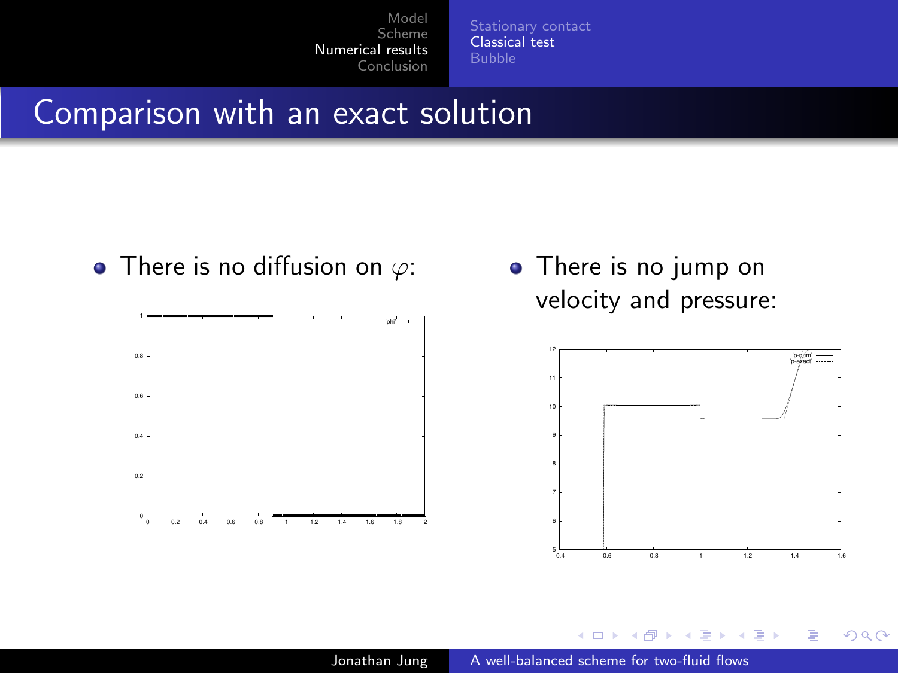# Comparison with an exact solution

- There is no diffusion on $\varphi$:
- There is no jump on velocity and pressure: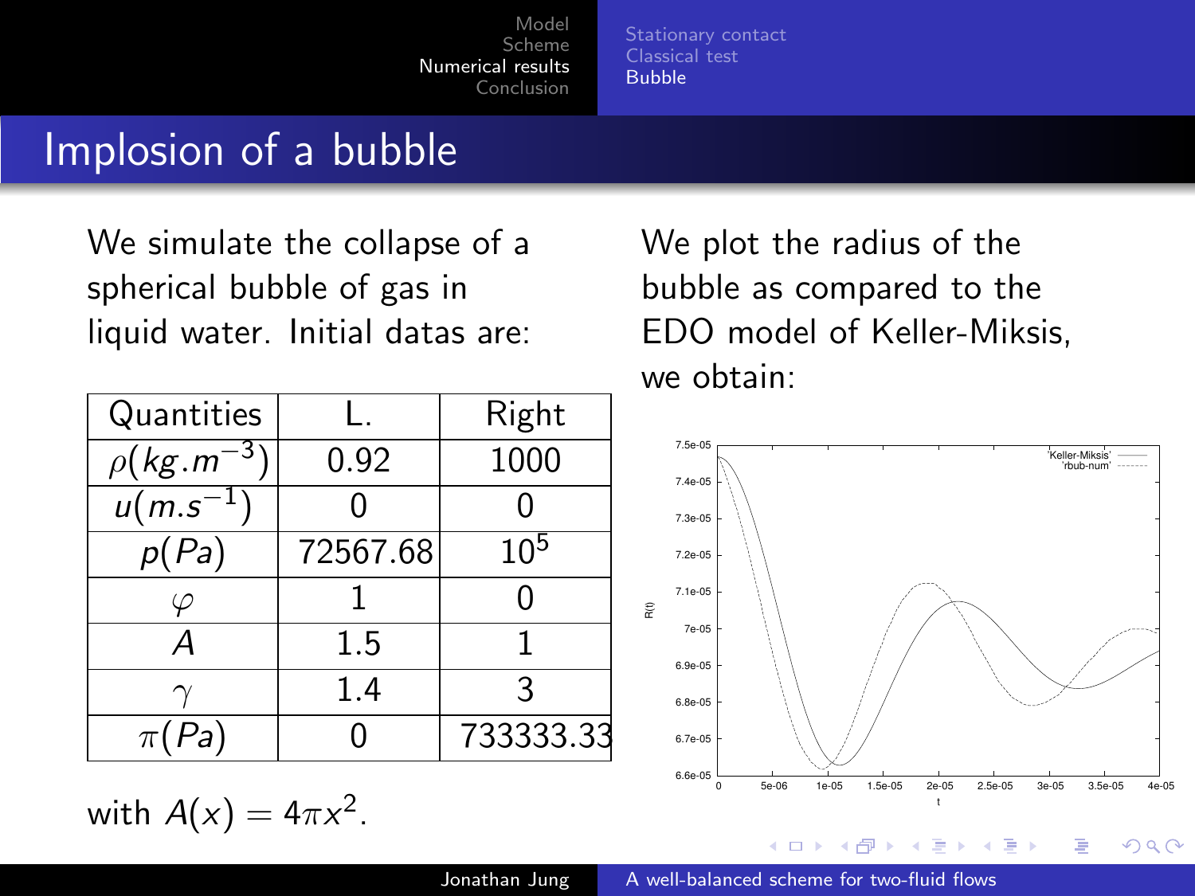# Implosion of a bubble

We simulate the collapse of a spherical bubble of gas in liquid water. Initial datas are:

| Quantities | L. | Right |
|---|---|---|
| $\rho(kg.m^{-3})$ | 0.92 | 1000 |
| $u(m.s^{-1})$ | 0 | 0 |
| $p(Pa)$ | 72567.68 | $10^5$ |
| $\varphi$ | 1 | 0 |
| $A$ | 1.5 | 1 |
| $\gamma$ | 1.4 | 3 |
| $\pi(Pa)$ | 0 | 733333.33 |

with $A(x) = 4\pi x^2$.

We plot the radius of the bubble as compared to the EDO model of Keller-Miksis, we obtain: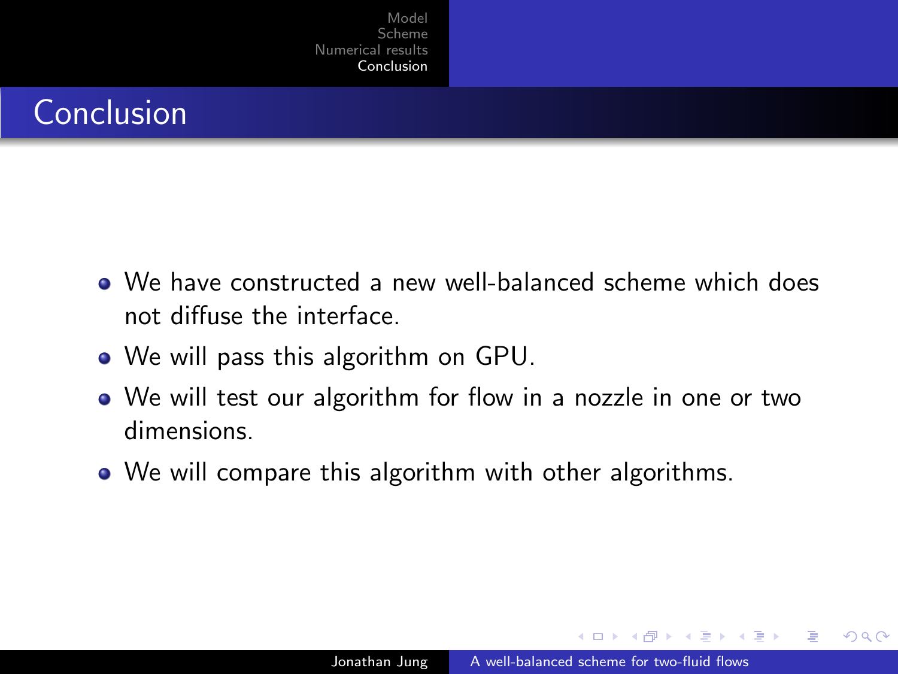# Conclusion

- We have constructed a new well-balanced scheme which does not diffuse the interface.
- We will pass this algorithm on GPU.
- We will test our algorithm for flow in a nozzle in one or two dimensions.
- We will compare this algorithm with other algorithms.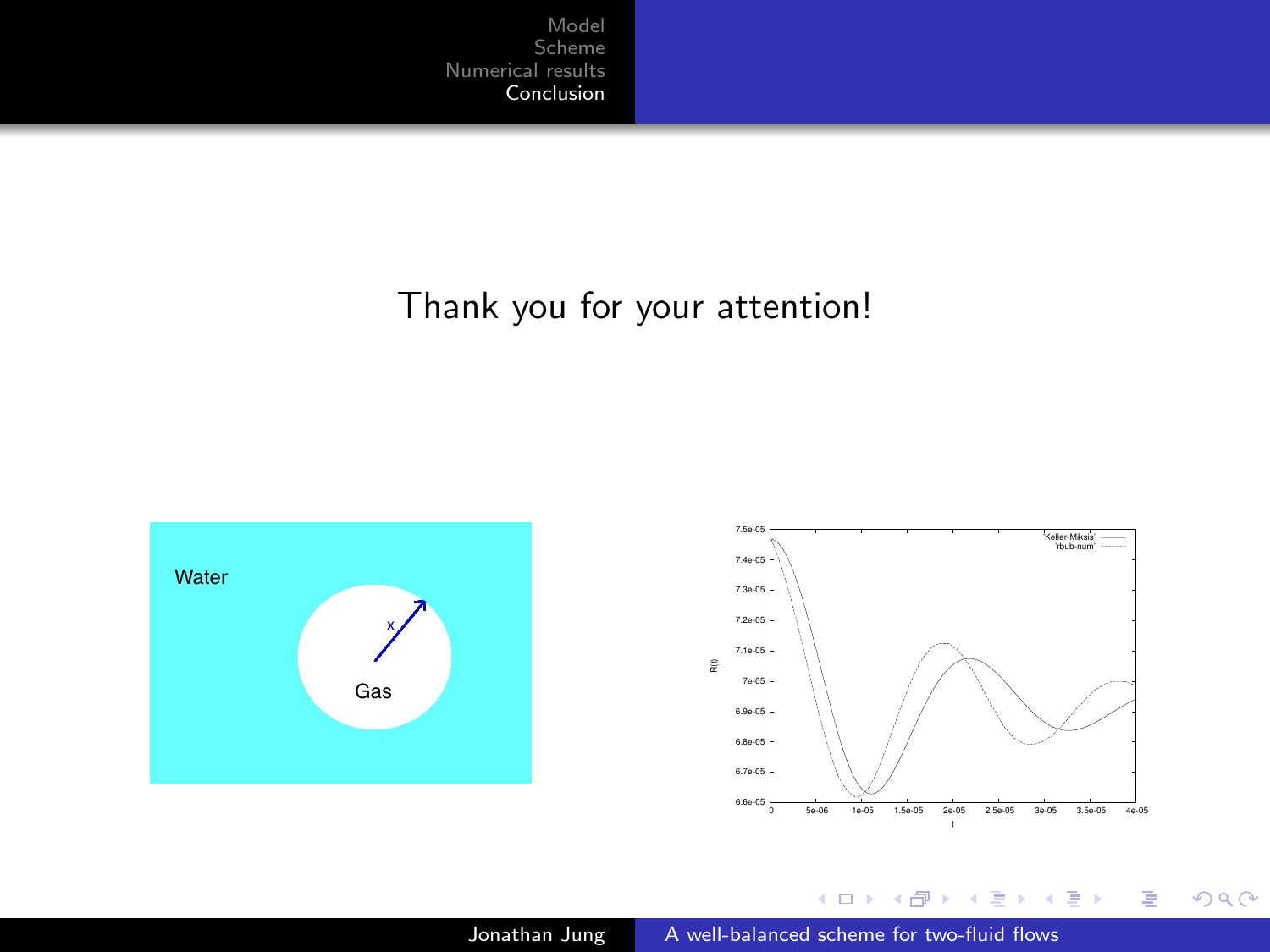Thank you for your attention!

Water

x

Gas

'Keller-Miksis'
'rbub-num'

7.5e-05
7.4e-05
7.3e-05
7.2e-05
7.1e-05
7e-05
6.9e-05
6.8e-05
6.7e-05
6.6e-05

R(t)

0
5e-06
1e-05
1.5e-05
2e-05
2.5e-05
3e-05
3.5e-05
4e-05

t